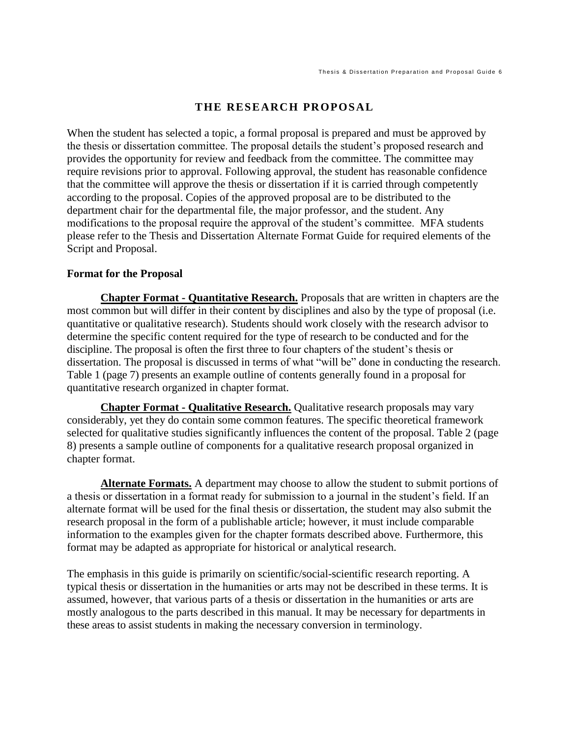# THE RESEARCH PROPOSAL

When the student has selected a topic, a formal proposal is prepared and must be approved by the thesis or dissertation committee. The proposal details the student's proposed research and provides the opportunity for review and feedback from the committee. The committee may require revisions prior to approval. Following approval, the student has reasonable confidence that the committee will approve the thesis or dissertation if it is carried through competently according to the proposal. Copies of the approved proposal are to be distributed to the department chair for the departmental file, the major professor, and the student. Any modifications to the proposal require the approval of the student's committee. MFA students please refer to the Thesis and Dissertation Alternate Format Guide for required elements of the Script and Proposal.

## Format for the Proposal

**Chapter Format - Quantitative Research.** Proposals that are written in chapters are the most common but will differ in their content by disciplines and also by the type of proposal (i.e. quantitative or qualitative research). Students should work closely with the research advisor to determine the specific content required for the type of research to be conducted and for the discipline. The proposal is often the first three to four chapters of the student's thesis or dissertation. The proposal is discussed in terms of what "will be" done in conducting the research. Table 1 (page 7) presents an example outline of contents generally found in a proposal for quantitative research organized in chapter format.

**Chapter Format - Qualitative Research.** Qualitative research proposals may vary considerably, yet they do contain some common features. The specific theoretical framework selected for qualitative studies significantly influences the content of the proposal. Table 2 (page 8) presents a sample outline of components for a qualitative research proposal organized in chapter format.

**Alternate Formats.** A department may choose to allow the student to submit portions of a thesis or dissertation in a format ready for submission to a journal in the student's field. If an alternate format will be used for the final thesis or dissertation, the student may also submit the research proposal in the form of a publishable article; however, it must include comparable information to the examples given for the chapter formats described above. Furthermore, this format may be adapted as appropriate for historical or analytical research.

The emphasis in this guide is primarily on scientific/social-scientific research reporting. A typical thesis or dissertation in the humanities or arts may not be described in these terms. It is assumed, however, that various parts of a thesis or dissertation in the humanities or arts are mostly analogous to the parts described in this manual. It may be necessary for departments in these areas to assist students in making the necessary conversion in terminology.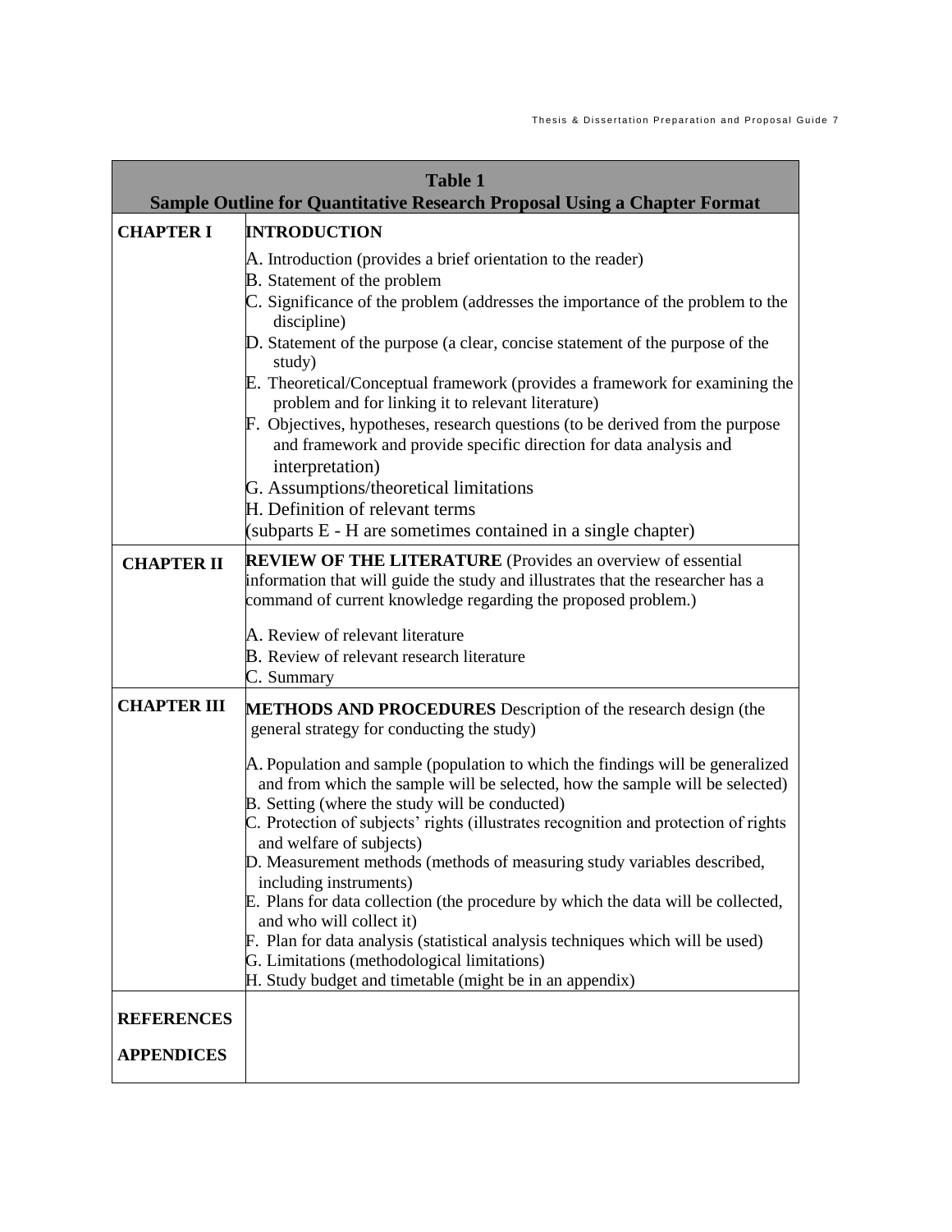| **Table 1**<br>**Sample Outline for Quantitative Research Proposal Using a Chapter Format** | |
|---|---|
| **CHAPTER I** | **INTRODUCTION**<br><br>A. Introduction (provides a brief orientation to the reader)<br>B. Statement of the problem<br>C. Significance of the problem (addresses the importance of the problem to the discipline)<br>D. Statement of the purpose (a clear, concise statement of the purpose of the study)<br>E. Theoretical/Conceptual framework (provides a framework for examining the problem and for linking it to relevant literature)<br>F. Objectives, hypotheses, research questions (to be derived from the purpose and framework and provide specific direction for data analysis and interpretation)<br>G. Assumptions/theoretical limitations<br>H. Definition of relevant terms<br>(subparts E - H are sometimes contained in a single chapter) |
| **CHAPTER II** | **REVIEW OF THE LITERATURE** (Provides an overview of essential information that will guide the study and illustrates that the researcher has a command of current knowledge regarding the proposed problem.)<br><br>A. Review of relevant literature<br>B. Review of relevant research literature<br>C. Summary |
| **CHAPTER III** | **METHODS AND PROCEDURES** Description of the research design (the general strategy for conducting the study)<br><br>A. Population and sample (population to which the findings will be generalized and from which the sample will be selected, how the sample will be selected)<br>B. Setting (where the study will be conducted)<br>C. Protection of subjects' rights (illustrates recognition and protection of rights and welfare of subjects)<br>D. Measurement methods (methods of measuring study variables described, including instruments)<br>E. Plans for data collection (the procedure by which the data will be collected, and who will collect it)<br>F. Plan for data analysis (statistical analysis techniques which will be used)<br>G. Limitations (methodological limitations)<br>H. Study budget and timetable (might be in an appendix) |
| **REFERENCES**<br><br>**APPENDICES** | |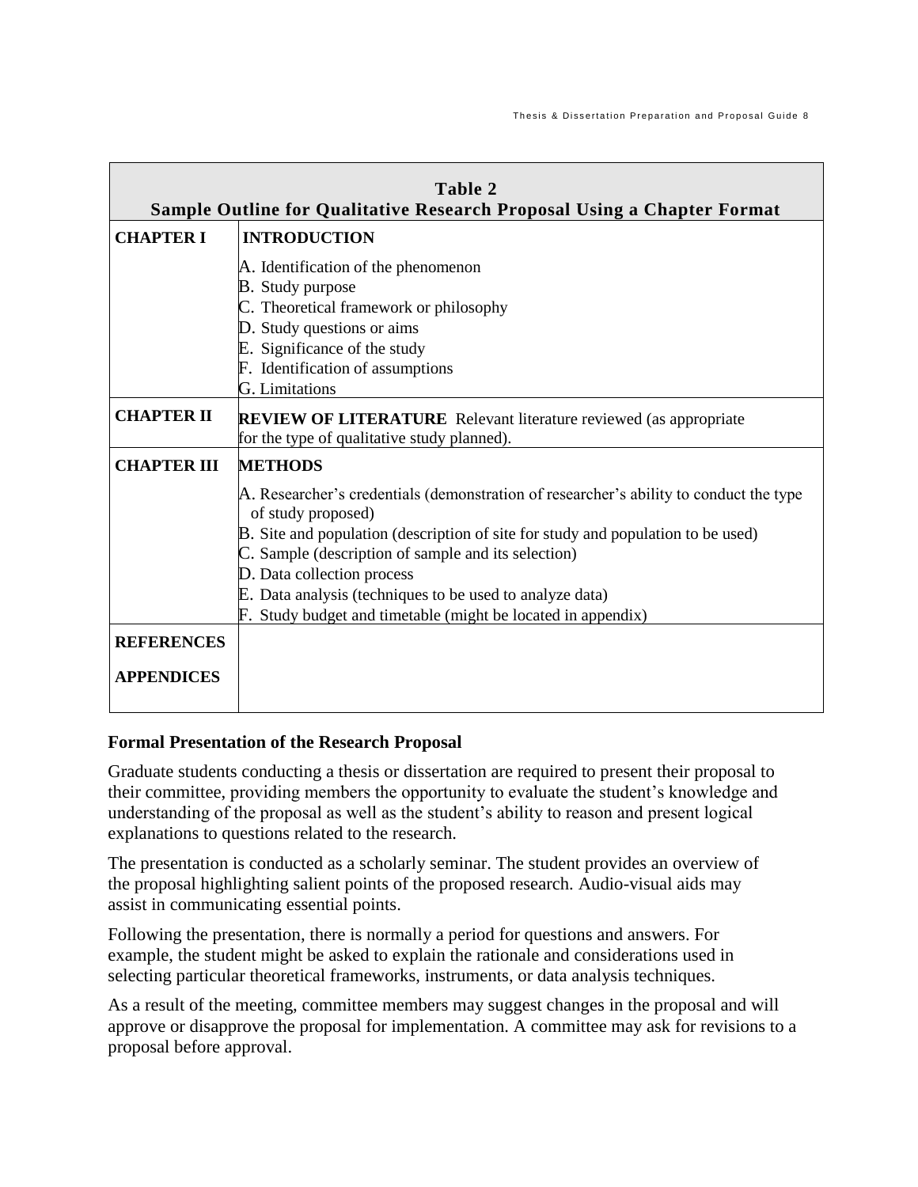| Table 2<br>Sample Outline for Qualitative Research Proposal Using a Chapter Format | |
|---|---|
| **CHAPTER I** | **INTRODUCTION**<br>A. Identification of the phenomenon<br>B. Study purpose<br>C. Theoretical framework or philosophy<br>D. Study questions or aims<br>E. Significance of the study<br>F. Identification of assumptions<br>G. Limitations |
| **CHAPTER II** | **REVIEW OF LITERATURE** Relevant literature reviewed (as appropriate for the type of qualitative study planned). |
| **CHAPTER III** | **METHODS**<br>A. Researcher's credentials (demonstration of researcher's ability to conduct the type of study proposed)<br>B. Site and population (description of site for study and population to be used)<br>C. Sample (description of sample and its selection)<br>D. Data collection process<br>E. Data analysis (techniques to be used to analyze data)<br>F. Study budget and timetable (might be located in appendix) |
| **REFERENCES**<br><br>**APPENDICES** | |

### Formal Presentation of the Research Proposal

Graduate students conducting a thesis or dissertation are required to present their proposal to their committee, providing members the opportunity to evaluate the student's knowledge and understanding of the proposal as well as the student's ability to reason and present logical explanations to questions related to the research.

The presentation is conducted as a scholarly seminar. The student provides an overview of the proposal highlighting salient points of the proposed research. Audio-visual aids may assist in communicating essential points.

Following the presentation, there is normally a period for questions and answers. For example, the student might be asked to explain the rationale and considerations used in selecting particular theoretical frameworks, instruments, or data analysis techniques.

As a result of the meeting, committee members may suggest changes in the proposal and will approve or disapprove the proposal for implementation. A committee may ask for revisions to a proposal before approval.